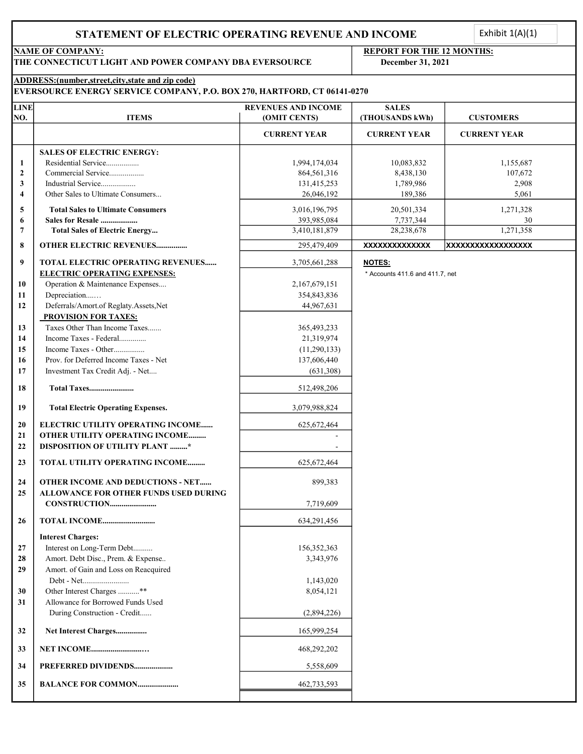# STATEMENT OF ELECTRIC OPERATING REVENUE AND INCOME

Exhibit 1(A)(1)

**NAME OF COMPANY:**
**THE CONNECTICUT LIGHT AND POWER COMPANY DBA EVERSOURCE**

**REPORT FOR THE 12 MONTHS:**
**December 31, 2021**

**ADDRESS:(number,street,city,state and zip code)**
**EVERSOURCE ENERGY SERVICE COMPANY, P.O. BOX 270, HARTFORD, CT 06141-0270**

| LINE NO. | ITEMS | REVENUES AND INCOME (OMIT CENTS) | SALES (THOUSANDS kWh) | CUSTOMERS |
|---|---|---|---|---|
| | | CURRENT YEAR | CURRENT YEAR | CURRENT YEAR |
| | **SALES OF ELECTRIC ENERGY:** | | | |
| 1 | Residential Service................ | 1,994,174,034 | 10,083,832 | 1,155,687 |
| 2 | Commercial Service.................. | 864,561,316 | 8,438,130 | 107,672 |
| 3 | Industrial Service.................. | 131,415,253 | 1,789,986 | 2,908 |
| 4 | Other Sales to Ultimate Consumers... | 26,046,192 | 189,386 | 5,061 |
| 5 | **Total Sales to Ultimate Consumers** | 3,016,196,795 | 20,501,334 | 1,271,328 |
| 6 | **Sales for Resale ..................** | 393,985,084 | 7,737,344 | 30 |
| 7 | **Total Sales of Electric Energy...** | 3,410,181,879 | 28,238,678 | 1,271,358 |
| 8 | **OTHER ELECTRIC REVENUES................** | 295,479,409 | XXXXXXXXXXXXXX | XXXXXXXXXXXXXXXXXX |
| 9 | **TOTAL ELECTRIC OPERATING REVENUES......** | 3,705,661,288 | | |
| | **ELECTRIC OPERATING EXPENSES:** | | | |
| 10 | Operation & Maintenance Expenses.... | 2,167,679,151 | | |
| 11 | Depreciation...… | 354,843,836 | | |
| 12 | Deferrals/Amort.of Reglaty.Assets,Net | 44,967,631 | | |
| | **PROVISION FOR TAXES:** | | | |
| 13 | Taxes Other Than Income Taxes....... | 365,493,233 | | |
| 14 | Income Taxes - Federal............. | 21,319,974 | | |
| 15 | Income Taxes - Other................ | (11,290,133) | | |
| 16 | Prov. for Deferred Income Taxes - Net | 137,606,440 | | |
| 17 | Investment Tax Credit Adj. - Net.... | (631,308) | | |
| 18 | **Total Taxes.......................** | 512,498,206 | | |
| 19 | **Total Electric Operating Expenses.** | 3,079,988,824 | | |
| 20 | **ELECTRIC UTILITY OPERATING INCOME......** | 625,672,464 | | |
| 21 | **OTHER UTILITY OPERATING INCOME.........** | - | | |
| 22 | **DISPOSITION OF UTILITY PLANT .........*** | - | | |
| 23 | **TOTAL UTILITY OPERATING INCOME.........** | 625,672,464 | | |
| 24 | **OTHER INCOME AND DEDUCTIONS - NET......** | 899,383 | | |
| 25 | **ALLOWANCE FOR OTHER FUNDS USED DURING CONSTRUCTION........................** | 7,719,609 | | |
| 26 | **TOTAL INCOME...........................** | 634,291,456 | | |
| | **Interest Charges:** | | | |
| 27 | Interest on Long-Term Debt.......... | 156,352,363 | | |
| 28 | Amort. Debt Disc., Prem. & Expense.. | 3,343,976 | | |
| 29 | Amort. of Gain and Loss on Reacquired Debt - Net........................ | 1,143,020 | | |
| 30 | Other Interest Charges ...........** | 8,054,121 | | |
| 31 | Allowance for Borrowed Funds Used During Construction - Credit...... | (2,894,226) | | |
| 32 | **Net Interest Charges................** | 165,999,254 | | |
| 33 | **NET INCOME...........................…** | 468,292,202 | | |
| 34 | **PREFERRED DIVIDENDS....................** | 5,558,609 | | |
| 35 | **BALANCE FOR COMMON.....................** | 462,733,593 | | |

**NOTES:**

* Accounts 411.6 and 411.7, net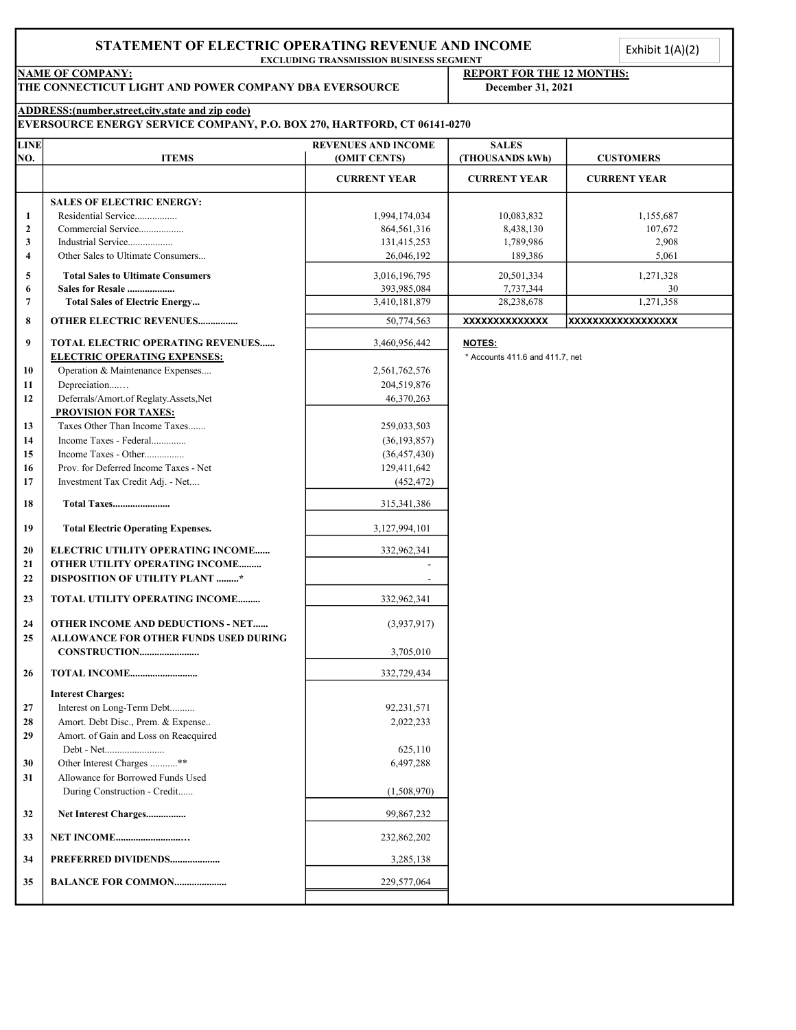# STATEMENT OF ELECTRIC OPERATING REVENUE AND INCOME

Exhibit 1(A)(2)

EXCLUDING TRANSMISSION BUSINESS SEGMENT

**NAME OF COMPANY:**
**THE CONNECTICUT LIGHT AND POWER COMPANY DBA EVERSOURCE**

**REPORT FOR THE 12 MONTHS:**
**December 31, 2021**

**ADDRESS:(number,street,city,state and zip code)**
**EVERSOURCE ENERGY SERVICE COMPANY, P.O. BOX 270, HARTFORD, CT 06141-0270**

| LINE NO. | ITEMS | REVENUES AND INCOME (OMIT CENTS) | SALES (THOUSANDS kWh) | CUSTOMERS |
|---|---|---|---|---|
| | | CURRENT YEAR | CURRENT YEAR | CURRENT YEAR |
| | **SALES OF ELECTRIC ENERGY:** | | | |
| 1 | Residential Service................. | 1,994,174,034 | 10,083,832 | 1,155,687 |
| 2 | Commercial Service.................. | 864,561,316 | 8,438,130 | 107,672 |
| 3 | Industrial Service.................. | 131,415,253 | 1,789,986 | 2,908 |
| 4 | Other Sales to Ultimate Consumers... | 26,046,192 | 189,386 | 5,061 |
| 5 | **Total Sales to Ultimate Consumers** | 3,016,196,795 | 20,501,334 | 1,271,328 |
| 6 | **Sales for Resale ...................** | 393,985,084 | 7,737,344 | 30 |
| 7 | **Total Sales of Electric Energy...** | 3,410,181,879 | 28,238,678 | 1,271,358 |
| 8 | **OTHER ELECTRIC REVENUES................** | 50,774,563 | XXXXXXXXXXXXXX | XXXXXXXXXXXXXXXXXX |
| 9 | **TOTAL ELECTRIC OPERATING REVENUES......** | 3,460,956,442 | **NOTES:** | |
| | **ELECTRIC OPERATING EXPENSES:** | | * Accounts 411.6 and 411.7, net | |
| 10 | Operation & Maintenance Expenses.... | 2,561,762,576 | | |
| 11 | Depreciation...… | 204,519,876 | | |
| 12 | Deferrals/Amort.of Reglaty.Assets,Net | 46,370,263 | | |
| | **PROVISION FOR TAXES:** | | | |
| 13 | Taxes Other Than Income Taxes....... | 259,033,503 | | |
| 14 | Income Taxes - Federal............. | (36,193,857) | | |
| 15 | Income Taxes - Other................ | (36,457,430) | | |
| 16 | Prov. for Deferred Income Taxes - Net | 129,411,642 | | |
| 17 | Investment Tax Credit Adj. - Net.... | (452,472) | | |
| 18 | **Total Taxes.......................** | 315,341,386 | | |
| 19 | **Total Electric Operating Expenses.** | 3,127,994,101 | | |
| 20 | **ELECTRIC UTILITY OPERATING INCOME......** | 332,962,341 | | |
| 21 | **OTHER UTILITY OPERATING INCOME.........** | - | | |
| 22 | **DISPOSITION OF UTILITY PLANT .........*** | - | | |
| 23 | **TOTAL UTILITY OPERATING INCOME.........** | 332,962,341 | | |
| 24 | **OTHER INCOME AND DEDUCTIONS - NET......** | (3,937,917) | | |
| 25 | **ALLOWANCE FOR OTHER FUNDS USED DURING CONSTRUCTION........................** | 3,705,010 | | |
| 26 | **TOTAL INCOME...........................** | 332,729,434 | | |
| | **Interest Charges:** | | | |
| 27 | Interest on Long-Term Debt.......... | 92,231,571 | | |
| 28 | Amort. Debt Disc., Prem. & Expense.. | 2,022,233 | | |
| 29 | Amort. of Gain and Loss on Reacquired Debt - Net........................ | 625,110 | | |
| 30 | Other Interest Charges ...........** | 6,497,288 | | |
| 31 | Allowance for Borrowed Funds Used During Construction - Credit...... | (1,508,970) | | |
| 32 | **Net Interest Charges................** | 99,867,232 | | |
| 33 | **NET INCOME..........................…** | 232,862,202 | | |
| 34 | **PREFERRED DIVIDENDS....................** | 3,285,138 | | |
| 35 | **BALANCE FOR COMMON.....................** | 229,577,064 | | |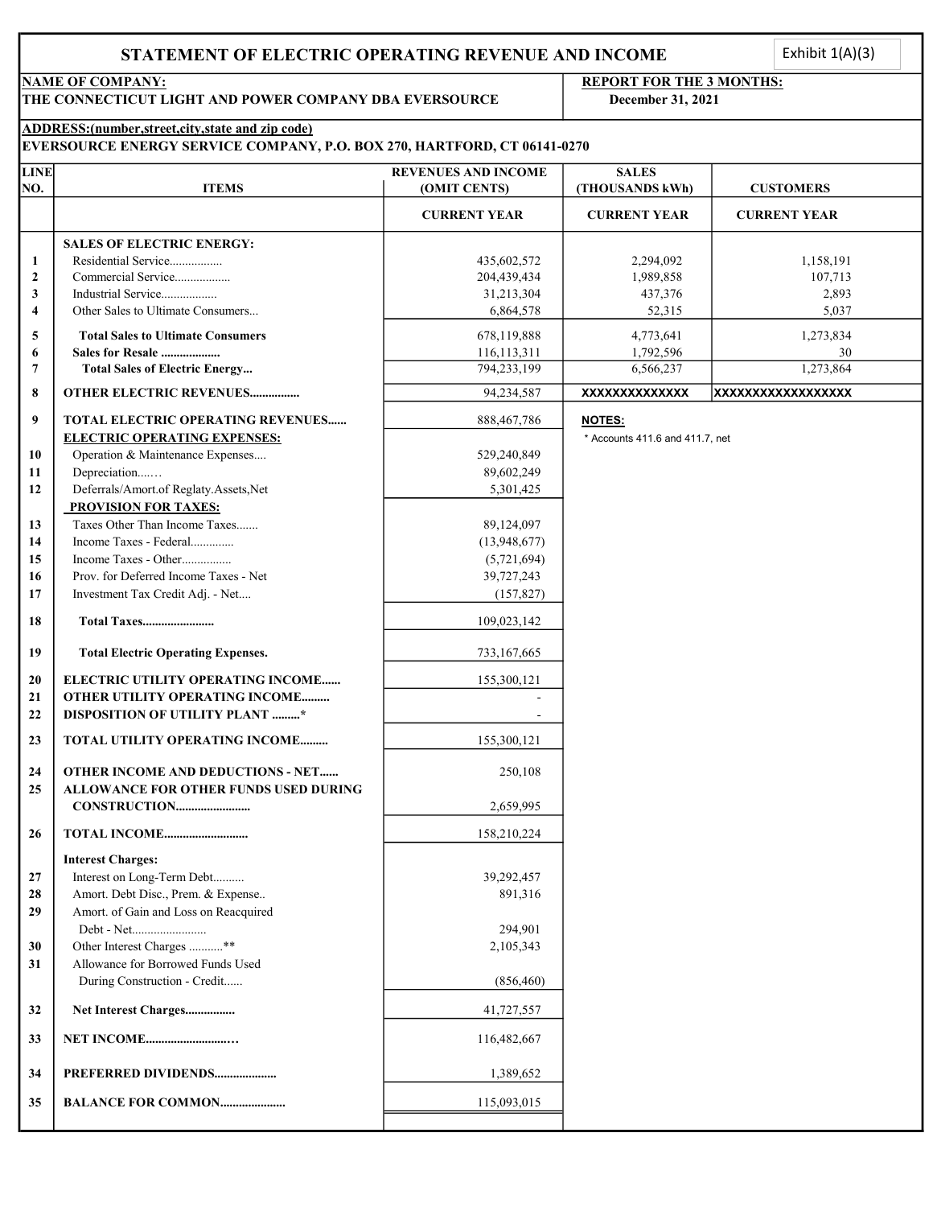# STATEMENT OF ELECTRIC OPERATING REVENUE AND INCOME

Exhibit 1(A)(3)

**NAME OF COMPANY:**
**THE CONNECTICUT LIGHT AND POWER COMPANY DBA EVERSOURCE**

**REPORT FOR THE 3 MONTHS:**
**December 31, 2021**

**ADDRESS:(number,street,city,state and zip code)**
**EVERSOURCE ENERGY SERVICE COMPANY, P.O. BOX 270, HARTFORD, CT 06141-0270**

| LINE NO. | ITEMS | REVENUES AND INCOME (OMIT CENTS) | SALES (THOUSANDS kWh) | CUSTOMERS |
|---|---|---|---|---|
| | | CURRENT YEAR | CURRENT YEAR | CURRENT YEAR |
| | **SALES OF ELECTRIC ENERGY:** | | | |
| 1 | Residential Service................. | 435,602,572 | 2,294,092 | 1,158,191 |
| 2 | Commercial Service.................. | 204,439,434 | 1,989,858 | 107,713 |
| 3 | Industrial Service.................. | 31,213,304 | 437,376 | 2,893 |
| 4 | Other Sales to Ultimate Consumers... | 6,864,578 | 52,315 | 5,037 |
| 5 | **Total Sales to Ultimate Consumers** | 678,119,888 | 4,773,641 | 1,273,834 |
| 6 | **Sales for Resale ..................** | 116,113,311 | 1,792,596 | 30 |
| 7 | **Total Sales of Electric Energy...** | 794,233,199 | 6,566,237 | 1,273,864 |
| 8 | **OTHER ELECTRIC REVENUES................** | 94,234,587 | XXXXXXXXXXXXXX | XXXXXXXXXXXXXXXXXX |
| 9 | **TOTAL ELECTRIC OPERATING REVENUES......** | 888,467,786 | **NOTES:** | |
| | **ELECTRIC OPERATING EXPENSES:** | | * Accounts 411.6 and 411.7, net | |
| 10 | Operation & Maintenance Expenses.... | 529,240,849 | | |
| 11 | Depreciation....… | 89,602,249 | | |
| 12 | Deferrals/Amort.of Reglaty.Assets,Net | 5,301,425 | | |
| | **PROVISION FOR TAXES:** | | | |
| 13 | Taxes Other Than Income Taxes....... | 89,124,097 | | |
| 14 | Income Taxes - Federal............. | (13,948,677) | | |
| 15 | Income Taxes - Other................ | (5,721,694) | | |
| 16 | Prov. for Deferred Income Taxes - Net | 39,727,243 | | |
| 17 | Investment Tax Credit Adj. - Net.... | (157,827) | | |
| 18 | **Total Taxes.......................** | 109,023,142 | | |
| 19 | **Total Electric Operating Expenses.** | 733,167,665 | | |
| 20 | **ELECTRIC UTILITY OPERATING INCOME......** | 155,300,121 | | |
| 21 | **OTHER UTILITY OPERATING INCOME.........** | - | | |
| 22 | **DISPOSITION OF UTILITY PLANT .........*** | - | | |
| 23 | **TOTAL UTILITY OPERATING INCOME.........** | 155,300,121 | | |
| 24 | **OTHER INCOME AND DEDUCTIONS - NET......** | 250,108 | | |
| 25 | **ALLOWANCE FOR OTHER FUNDS USED DURING CONSTRUCTION........................** | 2,659,995 | | |
| 26 | **TOTAL INCOME...........................** | 158,210,224 | | |
| | **Interest Charges:** | | | |
| 27 | Interest on Long-Term Debt.......... | 39,292,457 | | |
| 28 | Amort. Debt Disc., Prem. & Expense.. | 891,316 | | |
| 29 | Amort. of Gain and Loss on Reacquired Debt - Net........................ | 294,901 | | |
| 30 | Other Interest Charges ...........** | 2,105,343 | | |
| 31 | Allowance for Borrowed Funds Used During Construction - Credit...... | (856,460) | | |
| 32 | **Net Interest Charges................** | 41,727,557 | | |
| 33 | **NET INCOME...........................** | 116,482,667 | | |
| 34 | **PREFERRED DIVIDENDS....................** | 1,389,652 | | |
| 35 | **BALANCE FOR COMMON.....................** | 115,093,015 | | |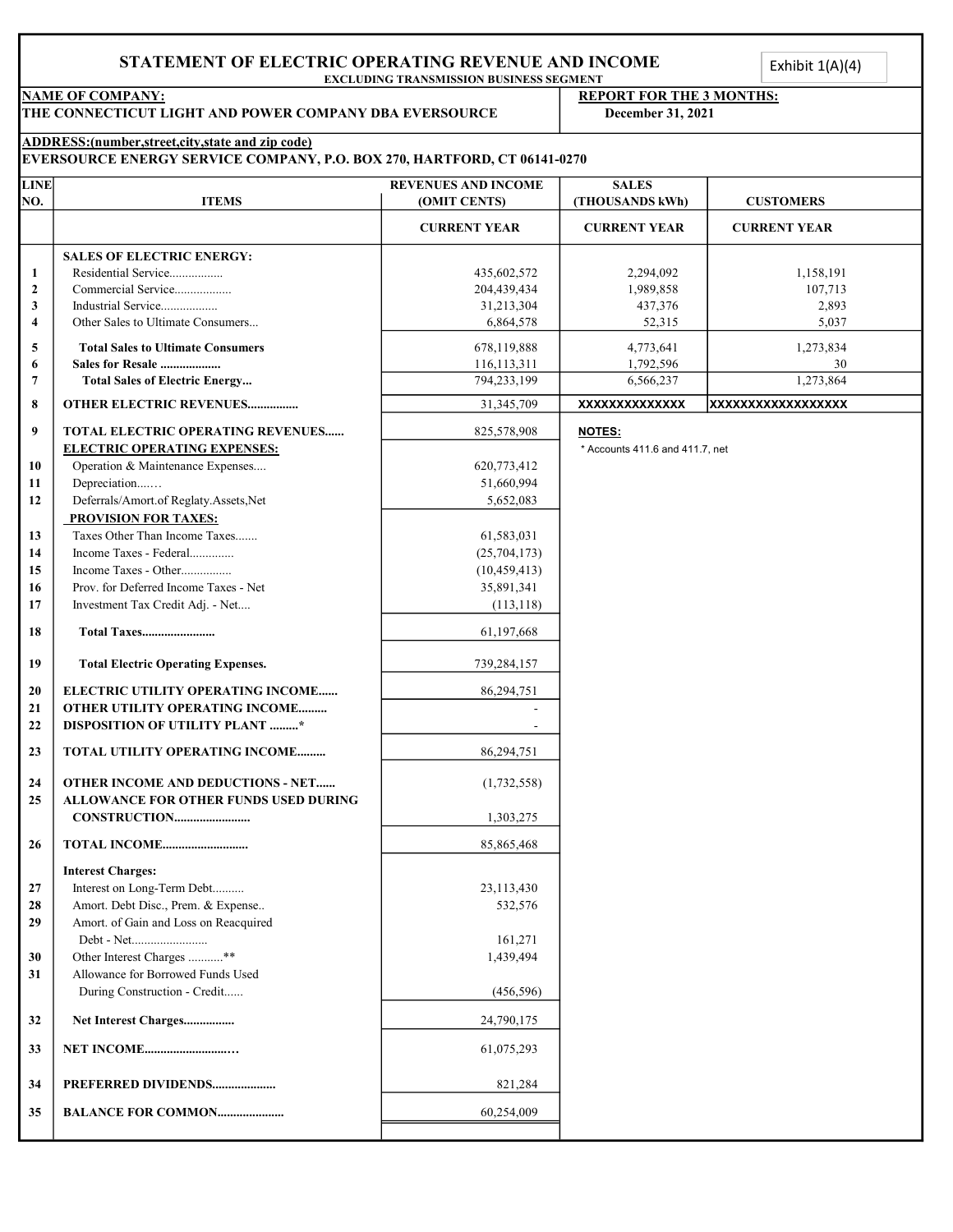# STATEMENT OF ELECTRIC OPERATING REVENUE AND INCOME

Exhibit 1(A)(4)

EXCLUDING TRANSMISSION BUSINESS SEGMENT

**NAME OF COMPANY:**
**THE CONNECTICUT LIGHT AND POWER COMPANY DBA EVERSOURCE**

**REPORT FOR THE 3 MONTHS:**
**December 31, 2021**

**ADDRESS:(number,street,city,state and zip code)**
**EVERSOURCE ENERGY SERVICE COMPANY, P.O. BOX 270, HARTFORD, CT 06141-0270**

| LINE NO. | ITEMS | REVENUES AND INCOME (OMIT CENTS) | SALES (THOUSANDS kWh) | CUSTOMERS |
|---|---|---|---|---|
| | | CURRENT YEAR | CURRENT YEAR | CURRENT YEAR |
| | **SALES OF ELECTRIC ENERGY:** | | | |
| 1 | Residential Service................. | 435,602,572 | 2,294,092 | 1,158,191 |
| 2 | Commercial Service.................. | 204,439,434 | 1,989,858 | 107,713 |
| 3 | Industrial Service.................. | 31,213,304 | 437,376 | 2,893 |
| 4 | Other Sales to Ultimate Consumers... | 6,864,578 | 52,315 | 5,037 |
| 5 | **Total Sales to Ultimate Consumers** | 678,119,888 | 4,773,641 | 1,273,834 |
| 6 | **Sales for Resale ...................** | 116,113,311 | 1,792,596 | 30 |
| 7 | **Total Sales of Electric Energy...** | 794,233,199 | 6,566,237 | 1,273,864 |
| 8 | **OTHER ELECTRIC REVENUES................** | 31,345,709 | XXXXXXXXXXXXXX | XXXXXXXXXXXXXXXXXX |
| 9 | **TOTAL ELECTRIC OPERATING REVENUES......** | 825,578,908 | | |
| | **ELECTRIC OPERATING EXPENSES:** | | | |
| 10 | Operation & Maintenance Expenses.... | 620,773,412 | | |
| 11 | Depreciation....... | 51,660,994 | | |
| 12 | Deferrals/Amort.of Reglaty.Assets,Net | 5,652,083 | | |
| | **PROVISION FOR TAXES:** | | | |
| 13 | Taxes Other Than Income Taxes....... | 61,583,031 | | |
| 14 | Income Taxes - Federal.............. | (25,704,173) | | |
| 15 | Income Taxes - Other................ | (10,459,413) | | |
| 16 | Prov. for Deferred Income Taxes - Net | 35,891,341 | | |
| 17 | Investment Tax Credit Adj. - Net.... | (113,118) | | |
| 18 | **Total Taxes.......................** | 61,197,668 | | |
| 19 | **Total Electric Operating Expenses.** | 739,284,157 | | |
| 20 | **ELECTRIC UTILITY OPERATING INCOME......** | 86,294,751 | | |
| 21 | **OTHER UTILITY OPERATING INCOME.........** | - | | |
| 22 | **DISPOSITION OF UTILITY PLANT .........*** | - | | |
| 23 | **TOTAL UTILITY OPERATING INCOME.........** | 86,294,751 | | |
| 24 | **OTHER INCOME AND DEDUCTIONS - NET......** | (1,732,558) | | |
| 25 | **ALLOWANCE FOR OTHER FUNDS USED DURING CONSTRUCTION........................** | 1,303,275 | | |
| 26 | **TOTAL INCOME...........................** | 85,865,468 | | |
| | **Interest Charges:** | | | |
| 27 | Interest on Long-Term Debt.......... | 23,113,430 | | |
| 28 | Amort. Debt Disc., Prem. & Expense.. | 532,576 | | |
| 29 | Amort. of Gain and Loss on Reacquired Debt - Net........................ | 161,271 | | |
| 30 | Other Interest Charges ...........** | 1,439,494 | | |
| 31 | Allowance for Borrowed Funds Used During Construction - Credit...... | (456,596) | | |
| 32 | **Net Interest Charges................** | 24,790,175 | | |
| 33 | **NET INCOME...........................** | 61,075,293 | | |
| 34 | **PREFERRED DIVIDENDS....................** | 821,284 | | |
| 35 | **BALANCE FOR COMMON.....................** | 60,254,009 | | |

**NOTES:**

* Accounts 411.6 and 411.7, net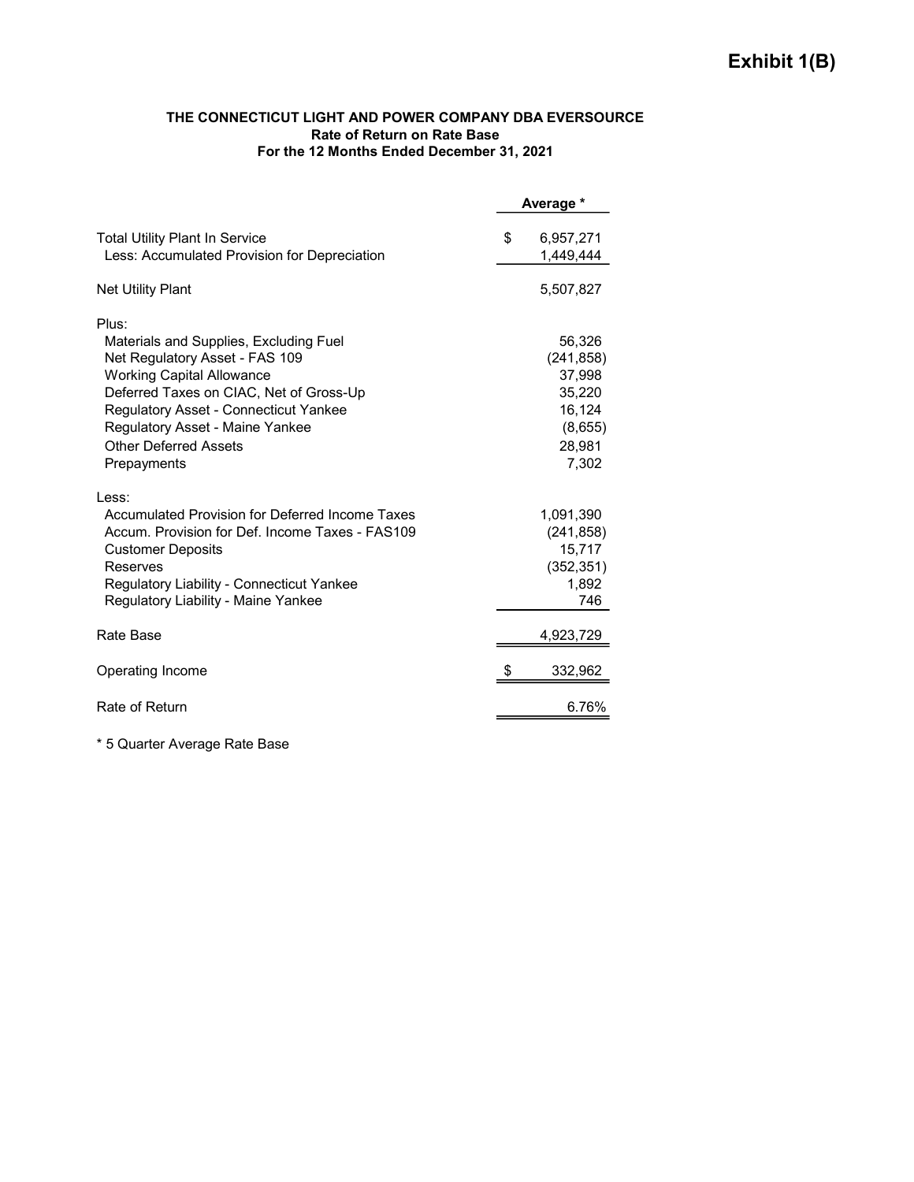# Exhibit 1(B)

**THE CONNECTICUT LIGHT AND POWER COMPANY DBA EVERSOURCE**
**Rate of Return on Rate Base**
**For the 12 Months Ended December 31, 2021**

| | Average * |
|---|---|
| Total Utility Plant In Service | $ 6,957,271 |
| Less: Accumulated Provision for Depreciation | 1,449,444 |
| Net Utility Plant | 5,507,827 |
| Plus: | |
| Materials and Supplies, Excluding Fuel | 56,326 |
| Net Regulatory Asset - FAS 109 | (241,858) |
| Working Capital Allowance | 37,998 |
| Deferred Taxes on CIAC, Net of Gross-Up | 35,220 |
| Regulatory Asset - Connecticut Yankee | 16,124 |
| Regulatory Asset - Maine Yankee | (8,655) |
| Other Deferred Assets | 28,981 |
| Prepayments | 7,302 |
| Less: | |
| Accumulated Provision for Deferred Income Taxes | 1,091,390 |
| Accum. Provision for Def. Income Taxes - FAS109 | (241,858) |
| Customer Deposits | 15,717 |
| Reserves | (352,351) |
| Regulatory Liability - Connecticut Yankee | 1,892 |
| Regulatory Liability - Maine Yankee | 746 |
| Rate Base | 4,923,729 |
| Operating Income | $ 332,962 |
| Rate of Return | 6.76% |

* 5 Quarter Average Rate Base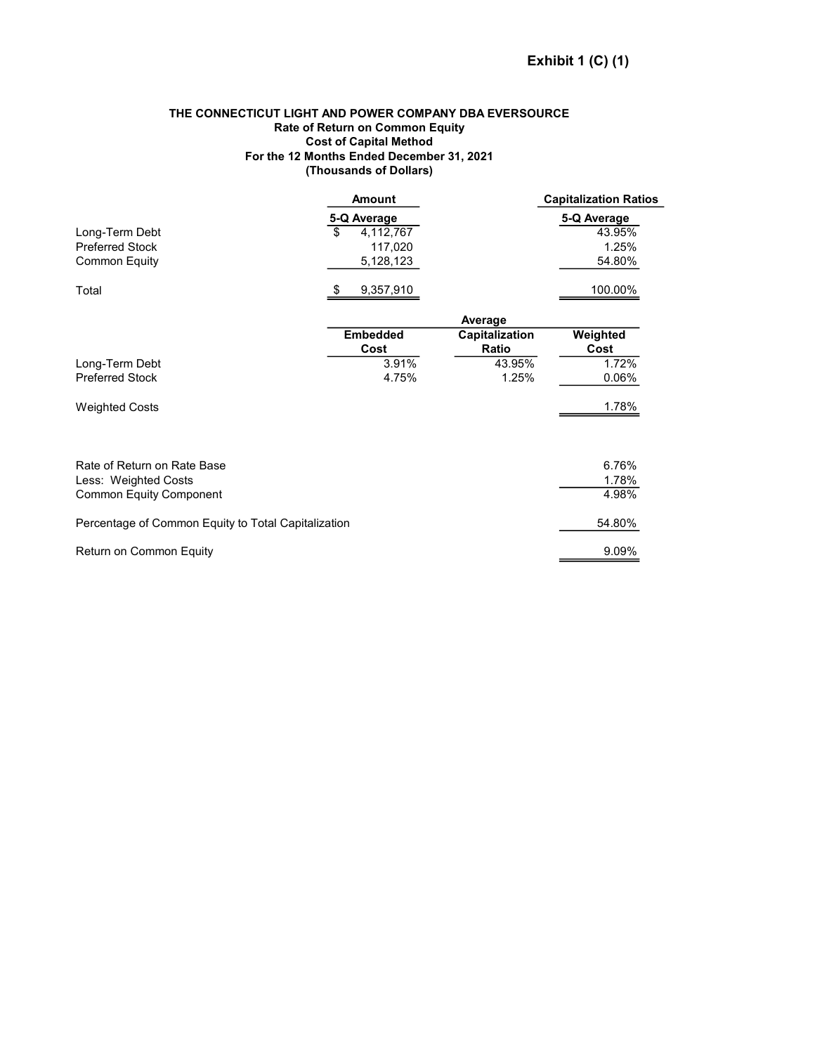**Exhibit 1 (C) (1)**

**THE CONNECTICUT LIGHT AND POWER COMPANY DBA EVERSOURCE**
**Rate of Return on Common Equity**
**Cost of Capital Method**
**For the 12 Months Ended December 31, 2021**
**(Thousands of Dollars)**

| | Amount | Capitalization Ratios |
|---|---|---|
| | 5-Q Average | 5-Q Average |
| Long-Term Debt | $ 4,112,767 | 43.95% |
| Preferred Stock | 117,020 | 1.25% |
| Common Equity | 5,128,123 | 54.80% |
| Total | $ 9,357,910 | 100.00% |

| | Embedded Cost | Average Capitalization Ratio | Weighted Cost |
|---|---|---|---|
| Long-Term Debt | 3.91% | 43.95% | 1.72% |
| Preferred Stock | 4.75% | 1.25% | 0.06% |
| Weighted Costs | | | 1.78% |

| | |
|---|---|
| Rate of Return on Rate Base | 6.76% |
| Less: Weighted Costs | 1.78% |
| Common Equity Component | 4.98% |
| Percentage of Common Equity to Total Capitalization | 54.80% |
| Return on Common Equity | 9.09% |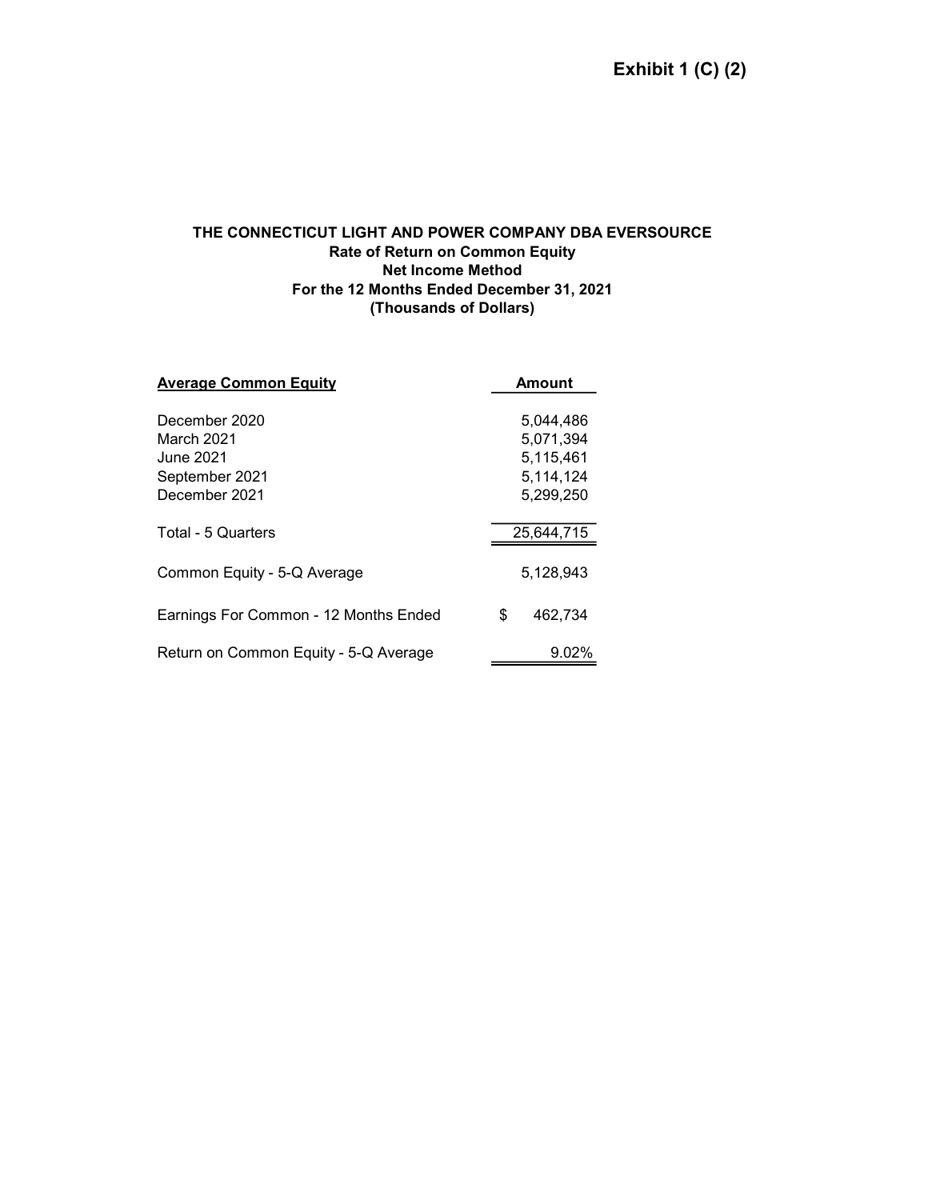**Exhibit 1 (C) (2)**

**THE CONNECTICUT LIGHT AND POWER COMPANY DBA EVERSOURCE**
**Rate of Return on Common Equity**
**Net Income Method**
**For the 12 Months Ended December 31, 2021**
**(Thousands of Dollars)**

| **Average Common Equity** | **Amount** |
|---|---|
| December 2020 | 5,044,486 |
| March 2021 | 5,071,394 |
| June 2021 | 5,115,461 |
| September 2021 | 5,114,124 |
| December 2021 | 5,299,250 |
| Total - 5 Quarters | 25,644,715 |
| Common Equity - 5-Q Average | 5,128,943 |
| Earnings For Common - 12 Months Ended | $ 462,734 |
| Return on Common Equity - 5-Q Average | 9.02% |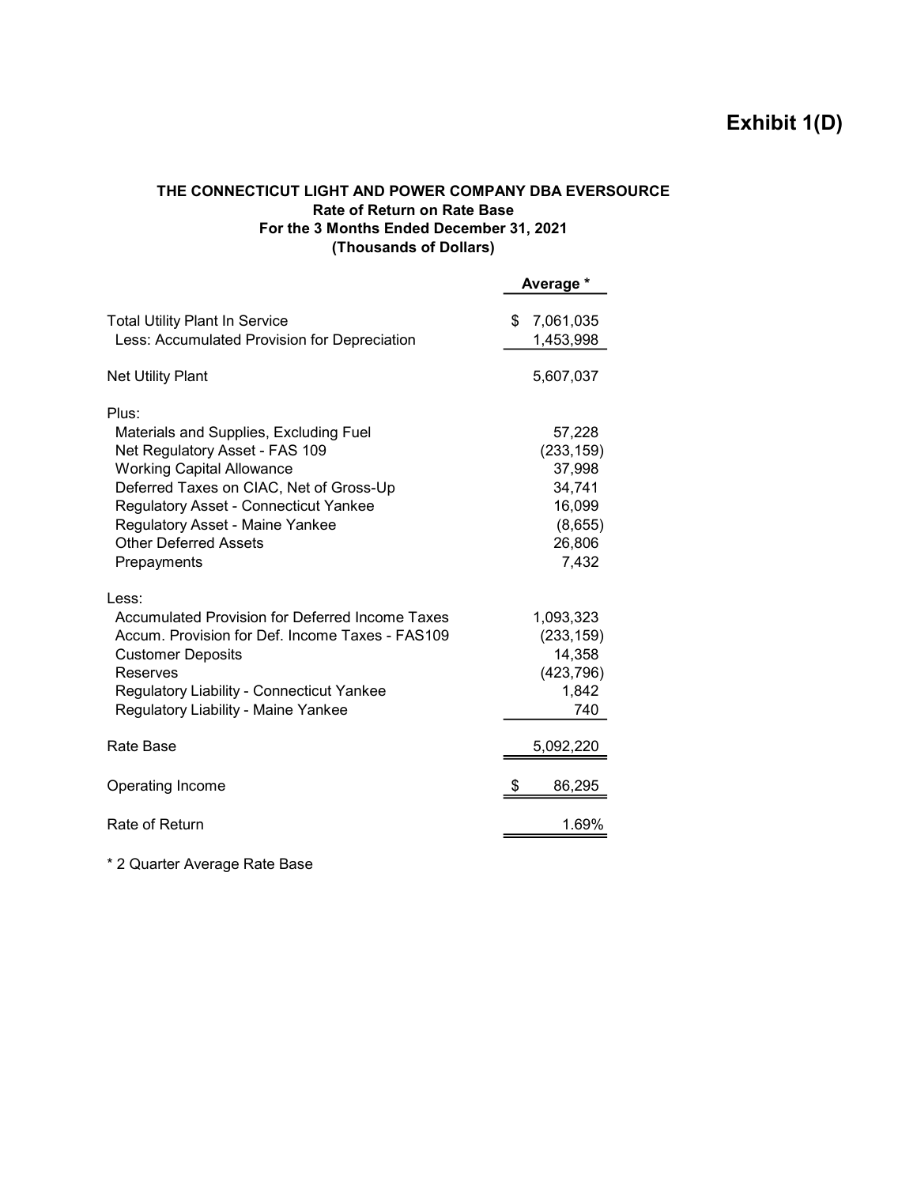# Exhibit 1(D)

**THE CONNECTICUT LIGHT AND POWER COMPANY DBA EVERSOURCE**
**Rate of Return on Rate Base**
**For the 3 Months Ended December 31, 2021**
**(Thousands of Dollars)**

| | Average * |
|---|---|
| Total Utility Plant In Service | $ 7,061,035 |
| Less: Accumulated Provision for Depreciation | 1,453,998 |
| Net Utility Plant | 5,607,037 |
| Plus: | |
| Materials and Supplies, Excluding Fuel | 57,228 |
| Net Regulatory Asset - FAS 109 | (233,159) |
| Working Capital Allowance | 37,998 |
| Deferred Taxes on CIAC, Net of Gross-Up | 34,741 |
| Regulatory Asset - Connecticut Yankee | 16,099 |
| Regulatory Asset - Maine Yankee | (8,655) |
| Other Deferred Assets | 26,806 |
| Prepayments | 7,432 |
| Less: | |
| Accumulated Provision for Deferred Income Taxes | 1,093,323 |
| Accum. Provision for Def. Income Taxes - FAS109 | (233,159) |
| Customer Deposits | 14,358 |
| Reserves | (423,796) |
| Regulatory Liability - Connecticut Yankee | 1,842 |
| Regulatory Liability - Maine Yankee | 740 |
| Rate Base | 5,092,220 |
| Operating Income | $ 86,295 |
| Rate of Return | 1.69% |

* 2 Quarter Average Rate Base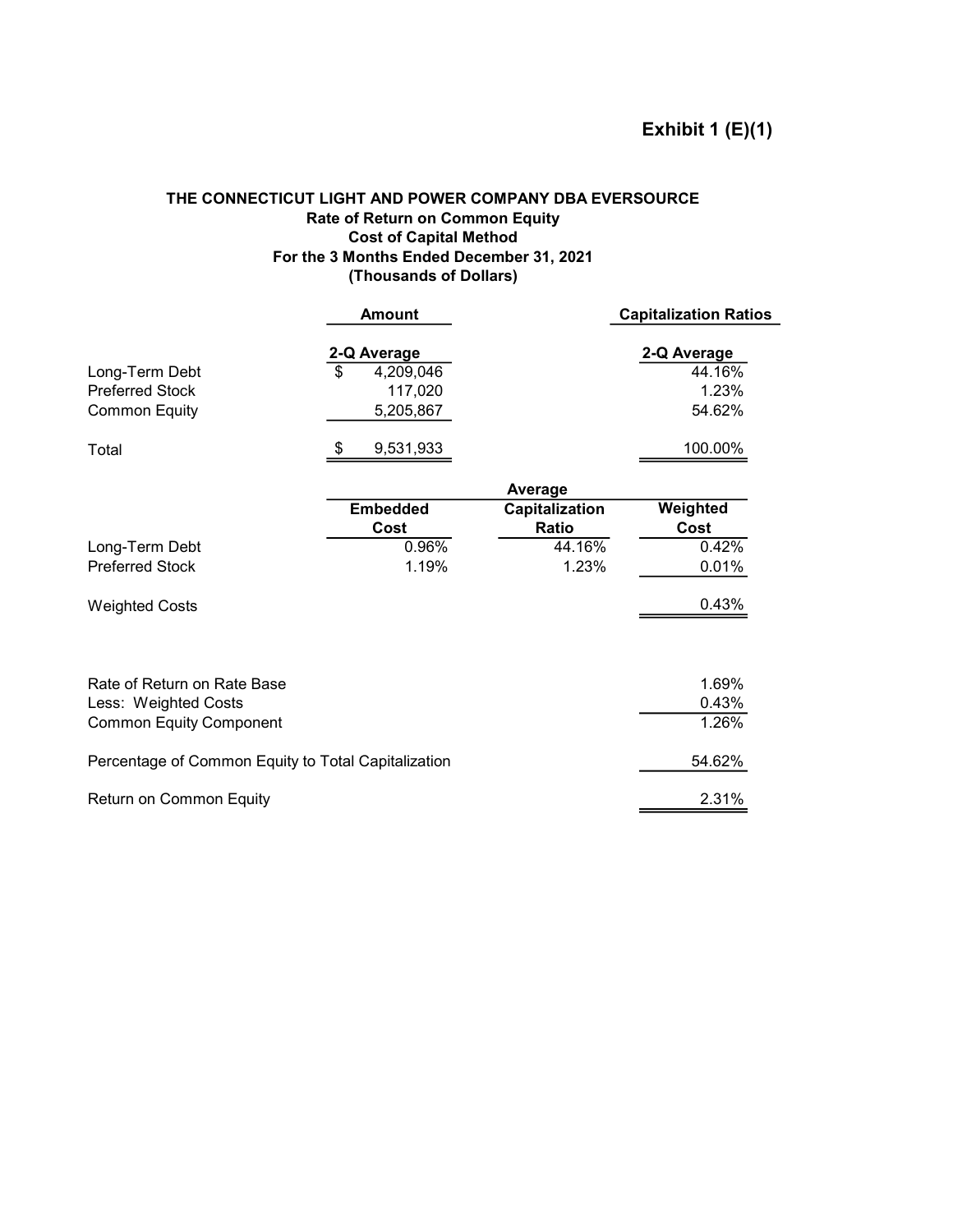**Exhibit 1 (E)(1)**

**THE CONNECTICUT LIGHT AND POWER COMPANY DBA EVERSOURCE**
**Rate of Return on Common Equity**
**Cost of Capital Method**
**For the 3 Months Ended December 31, 2021**
**(Thousands of Dollars)**

| | Amount | Capitalization Ratios |
|---|---|---|
| | 2-Q Average | 2-Q Average |
| Long-Term Debt | $ 4,209,046 | 44.16% |
| Preferred Stock | 117,020 | 1.23% |
| Common Equity | 5,205,867 | 54.62% |
| Total | $ 9,531,933 | 100.00% |

| | Embedded Cost | Average Capitalization Ratio | Weighted Cost |
|---|---|---|---|
| Long-Term Debt | 0.96% | 44.16% | 0.42% |
| Preferred Stock | 1.19% | 1.23% | 0.01% |
| Weighted Costs | | | 0.43% |

| | |
|---|---|
| Rate of Return on Rate Base | 1.69% |
| Less: Weighted Costs | 0.43% |
| Common Equity Component | 1.26% |
| Percentage of Common Equity to Total Capitalization | 54.62% |
| Return on Common Equity | 2.31% |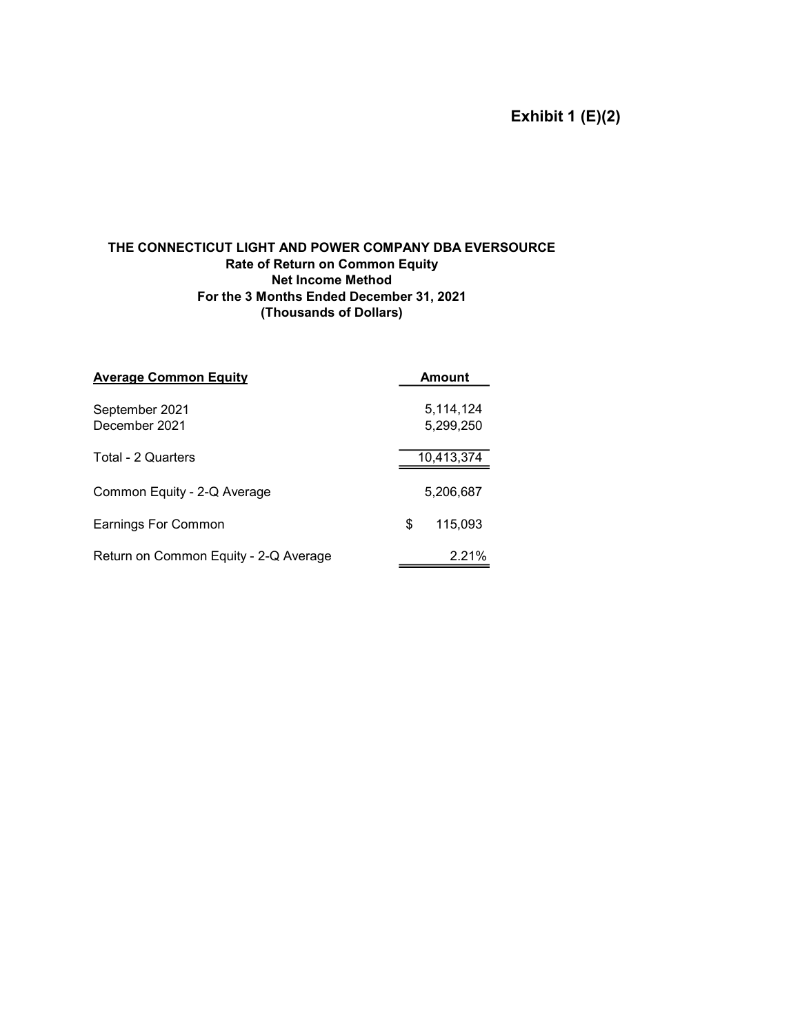**Exhibit 1 (E)(2)**

**THE CONNECTICUT LIGHT AND POWER COMPANY DBA EVERSOURCE**
**Rate of Return on Common Equity**
**Net Income Method**
**For the 3 Months Ended December 31, 2021**
**(Thousands of Dollars)**

| **Average Common Equity** | **Amount** |
|---|---|
| September 2021 | 5,114,124 |
| December 2021 | 5,299,250 |
| Total - 2 Quarters | 10,413,374 |
| Common Equity - 2-Q Average | 5,206,687 |
| Earnings For Common | $ 115,093 |
| Return on Common Equity - 2-Q Average | 2.21% |